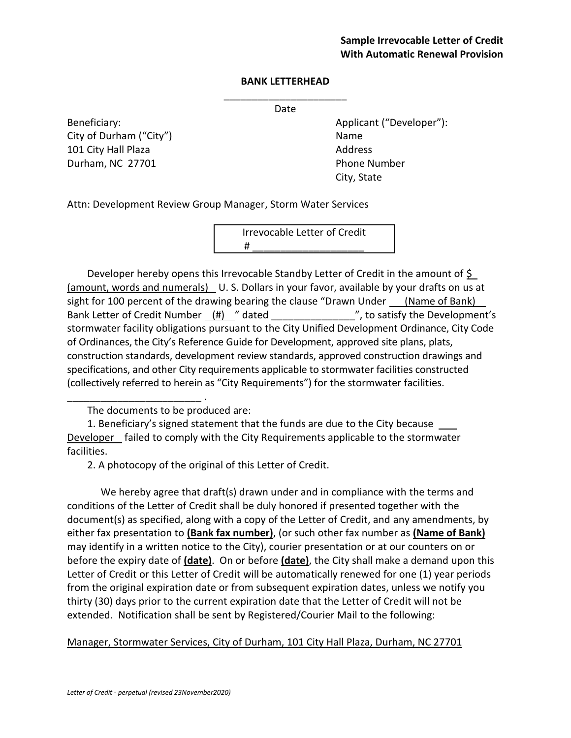**Sample Irrevocable Letter of Credit**
**With Automatic Renewal Provision**

**BANK LETTERHEAD**

______________________

Date

Beneficiary:
City of Durham ("City")
101 City Hall Plaza
Durham, NC 27701

Applicant ("Developer"):
Name
Address
Phone Number
City, State

Attn: Development Review Group Manager, Storm Water Services

Irrevocable Letter of Credit
# ____________________

Developer hereby opens this Irrevocable Standby Letter of Credit in the amount of $ (amount, words and numerals) U. S. Dollars in your favor, available by your drafts on us at sight for 100 percent of the drawing bearing the clause "Drawn Under (Name of Bank) Bank Letter of Credit Number (#) " dated _______________", to satisfy the Development's stormwater facility obligations pursuant to the City Unified Development Ordinance, City Code of Ordinances, the City's Reference Guide for Development, approved site plans, plats, construction standards, development review standards, approved construction drawings and specifications, and other City requirements applicable to stormwater facilities constructed (collectively referred to herein as "City Requirements") for the stormwater facilities. ________________________ .

The documents to be produced are:

1. Beneficiary's signed statement that the funds are due to the City because Developer failed to comply with the City Requirements applicable to the stormwater facilities.
2. A photocopy of the original of this Letter of Credit.

We hereby agree that draft(s) drawn under and in compliance with the terms and conditions of the Letter of Credit shall be duly honored if presented together with the document(s) as specified, along with a copy of the Letter of Credit, and any amendments, by either fax presentation to **(Bank fax number)**, (or such other fax number as **(Name of Bank)** may identify in a written notice to the City), courier presentation or at our counters on or before the expiry date of **(date)**. On or before **(date)**, the City shall make a demand upon this Letter of Credit or this Letter of Credit will be automatically renewed for one (1) year periods from the original expiration date or from subsequent expiration dates, unless we notify you thirty (30) days prior to the current expiration date that the Letter of Credit will not be extended. Notification shall be sent by Registered/Courier Mail to the following:

Manager, Stormwater Services, City of Durham, 101 City Hall Plaza, Durham, NC 27701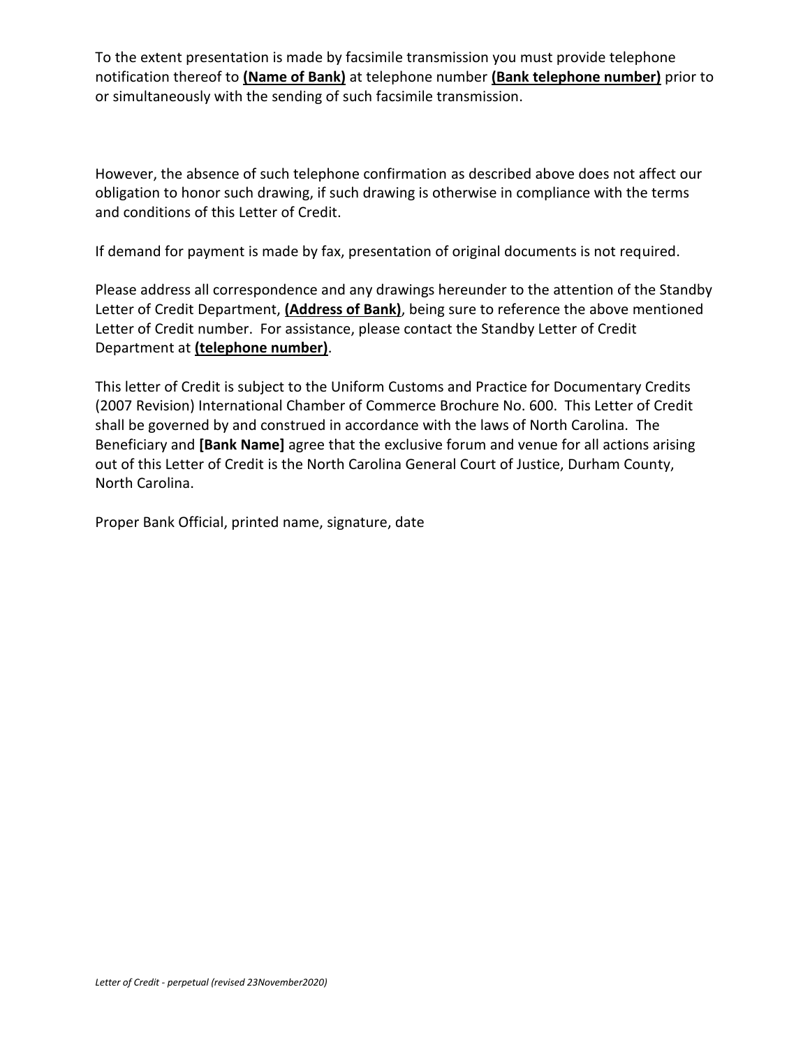To the extent presentation is made by facsimile transmission you must provide telephone notification thereof to **(Name of Bank)** at telephone number **(Bank telephone number)** prior to or simultaneously with the sending of such facsimile transmission.

However, the absence of such telephone confirmation as described above does not affect our obligation to honor such drawing, if such drawing is otherwise in compliance with the terms and conditions of this Letter of Credit.

If demand for payment is made by fax, presentation of original documents is not required.

Please address all correspondence and any drawings hereunder to the attention of the Standby Letter of Credit Department, **(Address of Bank)**, being sure to reference the above mentioned Letter of Credit number. For assistance, please contact the Standby Letter of Credit Department at **(telephone number)**.

This letter of Credit is subject to the Uniform Customs and Practice for Documentary Credits (2007 Revision) International Chamber of Commerce Brochure No. 600. This Letter of Credit shall be governed by and construed in accordance with the laws of North Carolina. The Beneficiary and **[Bank Name]** agree that the exclusive forum and venue for all actions arising out of this Letter of Credit is the North Carolina General Court of Justice, Durham County, North Carolina.

Proper Bank Official, printed name, signature, date